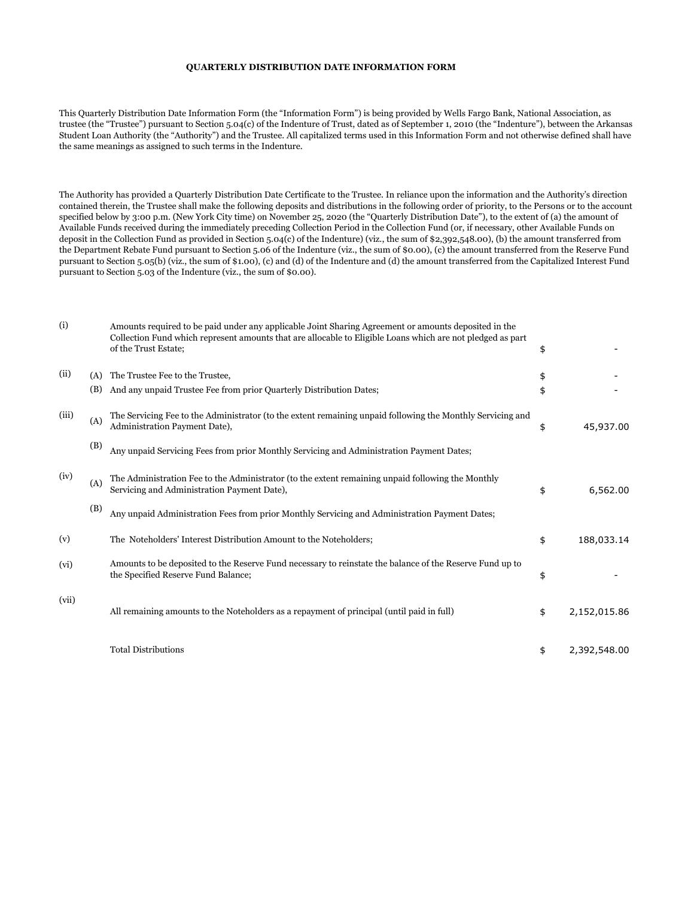# QUARTERLY DISTRIBUTION DATE INFORMATION FORM

This Quarterly Distribution Date Information Form (the "Information Form") is being provided by Wells Fargo Bank, National Association, as trustee (the "Trustee") pursuant to Section 5.04(c) of the Indenture of Trust, dated as of September 1, 2010 (the "Indenture"), between the Arkansas Student Loan Authority (the "Authority") and the Trustee. All capitalized terms used in this Information Form and not otherwise defined shall have the same meanings as assigned to such terms in the Indenture.

The Authority has provided a Quarterly Distribution Date Certificate to the Trustee. In reliance upon the information and the Authority's direction contained therein, the Trustee shall make the following deposits and distributions in the following order of priority, to the Persons or to the account specified below by 3:00 p.m. (New York City time) on November 25, 2020 (the "Quarterly Distribution Date"), to the extent of (a) the amount of Available Funds received during the immediately preceding Collection Period in the Collection Fund (or, if necessary, other Available Funds on deposit in the Collection Fund as provided in Section 5.04(c) of the Indenture) (viz., the sum of $2,392,548.00), (b) the amount transferred from the Department Rebate Fund pursuant to Section 5.06 of the Indenture (viz., the sum of $0.00), (c) the amount transferred from the Reserve Fund pursuant to Section 5.05(b) (viz., the sum of $1.00), (c) and (d) of the Indenture and (d) the amount transferred from the Capitalized Interest Fund pursuant to Section 5.03 of the Indenture (viz., the sum of $0.00).

| | | | | |
|---|---|---|---|---|
| (i) | | Amounts required to be paid under any applicable Joint Sharing Agreement or amounts deposited in the Collection Fund which represent amounts that are allocable to Eligible Loans which are not pledged as part of the Trust Estate; | $ | - |
| (ii) | (A) | The Trustee Fee to the Trustee, | $ | - |
| | (B) | And any unpaid Trustee Fee from prior Quarterly Distribution Dates; | $ | - |
| (iii) | (A) | The Servicing Fee to the Administrator (to the extent remaining unpaid following the Monthly Servicing and Administration Payment Date), | $ | 45,937.00 |
| | (B) | Any unpaid Servicing Fees from prior Monthly Servicing and Administration Payment Dates; | | |
| (iv) | (A) | The Administration Fee to the Administrator (to the extent remaining unpaid following the Monthly Servicing and Administration Payment Date), | $ | 6,562.00 |
| | (B) | Any unpaid Administration Fees from prior Monthly Servicing and Administration Payment Dates; | | |
| (v) | | The Noteholders' Interest Distribution Amount to the Noteholders; | $ | 188,033.14 |
| (vi) | | Amounts to be deposited to the Reserve Fund necessary to reinstate the balance of the Reserve Fund up to the Specified Reserve Fund Balance; | $ | - |
| (vii) | | All remaining amounts to the Noteholders as a repayment of principal (until paid in full) | $ | 2,152,015.86 |
| | | Total Distributions | $ | 2,392,548.00 |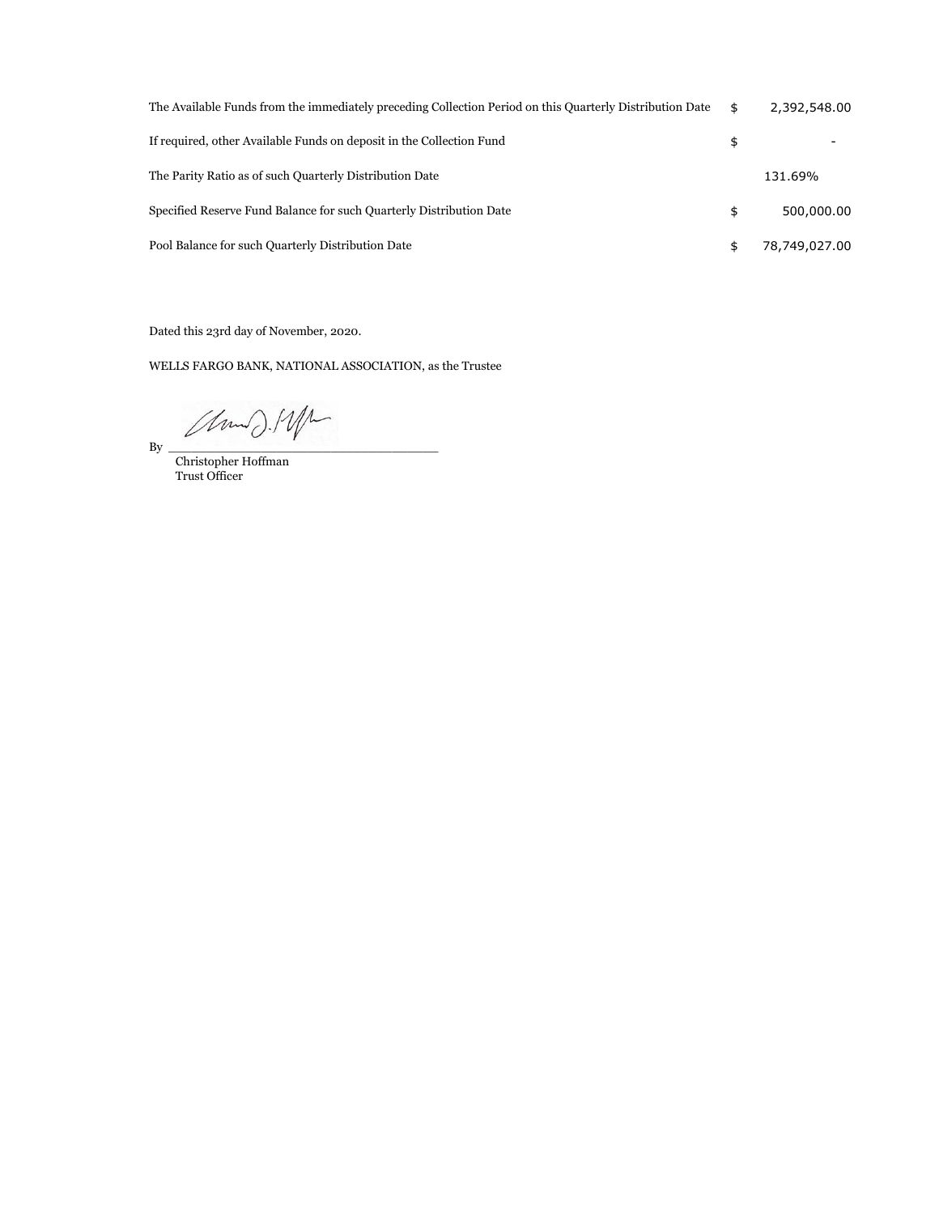| | | |
|---|---|---|
| The Available Funds from the immediately preceding Collection Period on this Quarterly Distribution Date | $ | 2,392,548.00 |
| If required, other Available Funds on deposit in the Collection Fund | $ | - |
| The Parity Ratio as of such Quarterly Distribution Date | | 131.69% |
| Specified Reserve Fund Balance for such Quarterly Distribution Date | $ | 500,000.00 |
| Pool Balance for such Quarterly Distribution Date | $ | 78,749,027.00 |

Dated this 23rd day of November, 2020.

WELLS FARGO BANK, NATIONAL ASSOCIATION, as the Trustee

By \_\_\_\_\_\_\_\_\_\_\_\_\_\_\_\_\_\_\_\_\_\_\_\_\_\_\_\_\_\_\_\_\_\_

Christopher Hoffman
Trust Officer